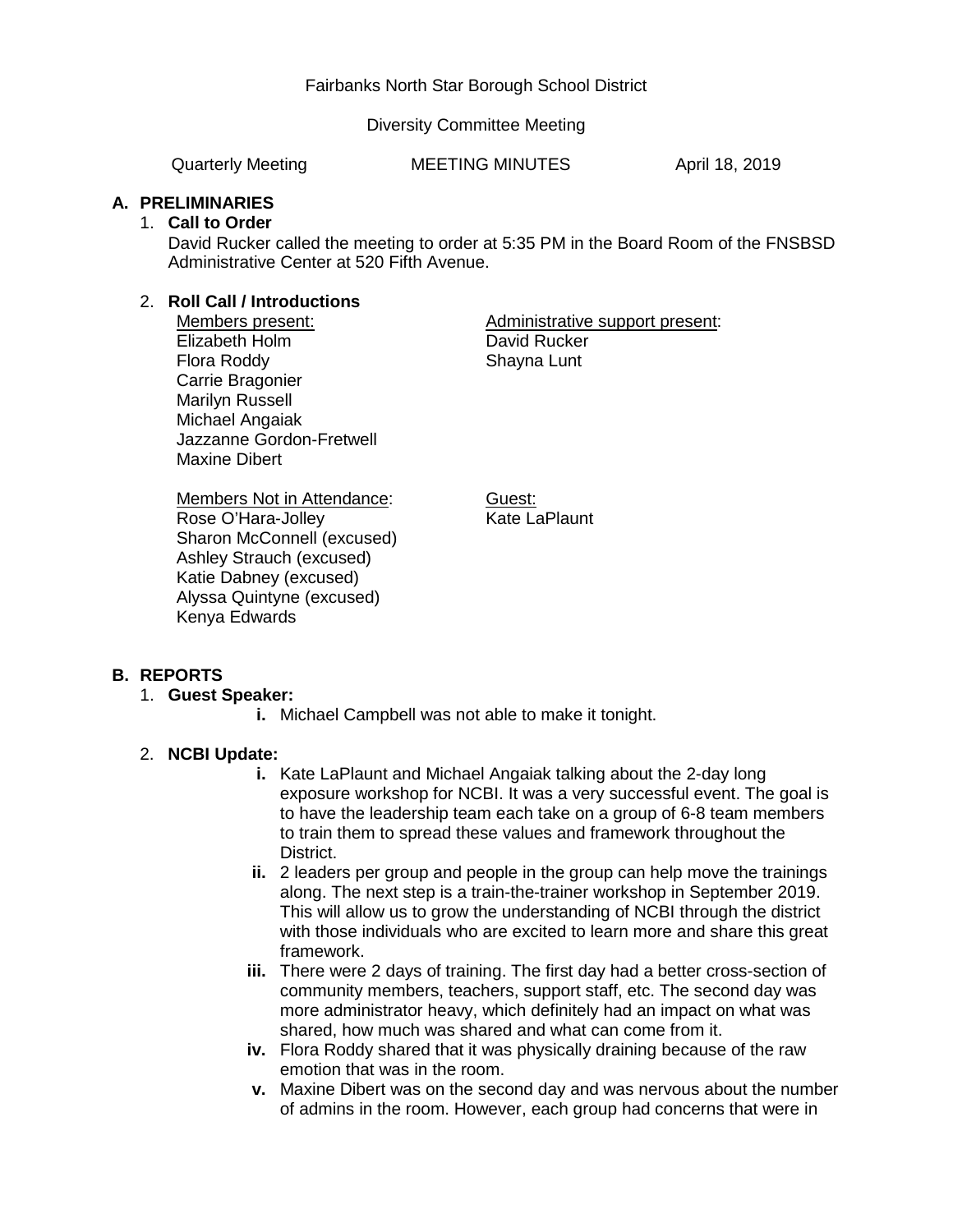Fairbanks North Star Borough School District

Diversity Committee Meeting

Quarterly Meeting MEETING MINUTES April 18, 2019

## A. PRELIMINARIES

1. **Call to Order**

   David Rucker called the meeting to order at 5:35 PM in the Board Room of the FNSBSD Administrative Center at 520 Fifth Avenue.

2. **Roll Call / Introductions**

   Members present:
   Elizabeth Holm
   Flora Roddy
   Carrie Bragonier
   Marilyn Russell
   Michael Angaiak
   Jazzanne Gordon-Fretwell
   Maxine Dibert

   Administrative support present:
   David Rucker
   Shayna Lunt

   Members Not in Attendance:
   Rose O'Hara-Jolley
   Sharon McConnell (excused)
   Ashley Strauch (excused)
   Katie Dabney (excused)
   Alyssa Quintyne (excused)
   Kenya Edwards

   Guest:
   Kate LaPlaunt

## B. REPORTS

1. **Guest Speaker:**
   - **i.** Michael Campbell was not able to make it tonight.

2. **NCBI Update:**
   - **i.** Kate LaPlaunt and Michael Angaiak talking about the 2-day long exposure workshop for NCBI. It was a very successful event. The goal is to have the leadership team each take on a group of 6-8 team members to train them to spread these values and framework throughout the District.
   - **ii.** 2 leaders per group and people in the group can help move the trainings along. The next step is a train-the-trainer workshop in September 2019. This will allow us to grow the understanding of NCBI through the district with those individuals who are excited to learn more and share this great framework.
   - **iii.** There were 2 days of training. The first day had a better cross-section of community members, teachers, support staff, etc. The second day was more administrator heavy, which definitely had an impact on what was shared, how much was shared and what can come from it.
   - **iv.** Flora Roddy shared that it was physically draining because of the raw emotion that was in the room.
   - **v.** Maxine Dibert was on the second day and was nervous about the number of admins in the room. However, each group had concerns that were in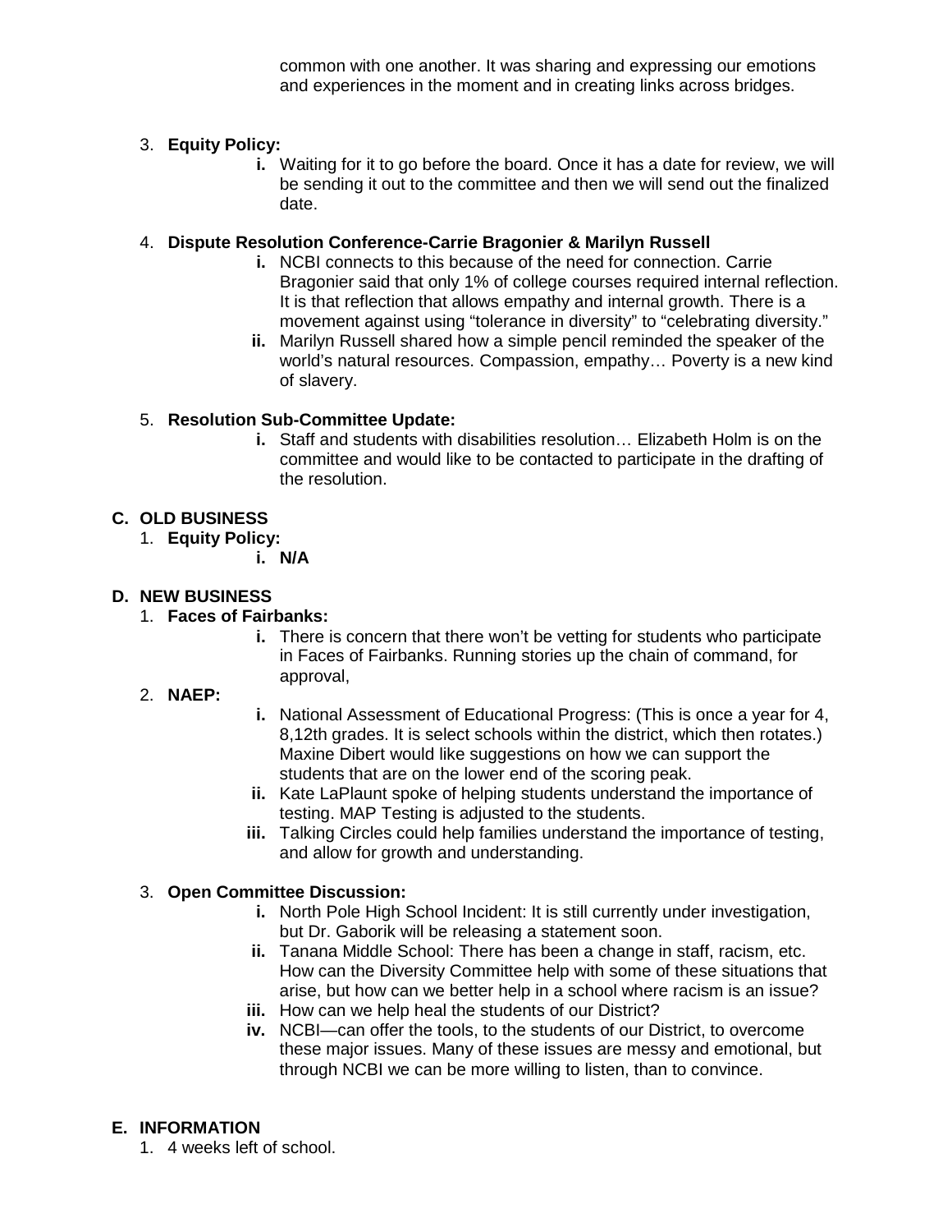common with one another. It was sharing and expressing our emotions and experiences in the moment and in creating links across bridges.

3. **Equity Policy:**
   - **i.** Waiting for it to go before the board. Once it has a date for review, we will be sending it out to the committee and then we will send out the finalized date.

4. **Dispute Resolution Conference-Carrie Bragonier & Marilyn Russell**
   - **i.** NCBI connects to this because of the need for connection. Carrie Bragonier said that only 1% of college courses required internal reflection. It is that reflection that allows empathy and internal growth. There is a movement against using "tolerance in diversity" to "celebrating diversity."
   - **ii.** Marilyn Russell shared how a simple pencil reminded the speaker of the world's natural resources. Compassion, empathy… Poverty is a new kind of slavery.

5. **Resolution Sub-Committee Update:**
   - **i.** Staff and students with disabilities resolution… Elizabeth Holm is on the committee and would like to be contacted to participate in the drafting of the resolution.

**C. OLD BUSINESS**

1. **Equity Policy:**
   - **i. N/A**

**D. NEW BUSINESS**

1. **Faces of Fairbanks:**
   - **i.** There is concern that there won't be vetting for students who participate in Faces of Fairbanks. Running stories up the chain of command, for approval,
2. **NAEP:**
   - **i.** National Assessment of Educational Progress: (This is once a year for 4, 8,12th grades. It is select schools within the district, which then rotates.) Maxine Dibert would like suggestions on how we can support the students that are on the lower end of the scoring peak.
   - **ii.** Kate LaPlaunt spoke of helping students understand the importance of testing. MAP Testing is adjusted to the students.
   - **iii.** Talking Circles could help families understand the importance of testing, and allow for growth and understanding.

3. **Open Committee Discussion:**
   - **i.** North Pole High School Incident: It is still currently under investigation, but Dr. Gaborik will be releasing a statement soon.
   - **ii.** Tanana Middle School: There has been a change in staff, racism, etc. How can the Diversity Committee help with some of these situations that arise, but how can we better help in a school where racism is an issue?
   - **iii.** How can we help heal the students of our District?
   - **iv.** NCBI—can offer the tools, to the students of our District, to overcome these major issues. Many of these issues are messy and emotional, but through NCBI we can be more willing to listen, than to convince.

**E. INFORMATION**

1. 4 weeks left of school.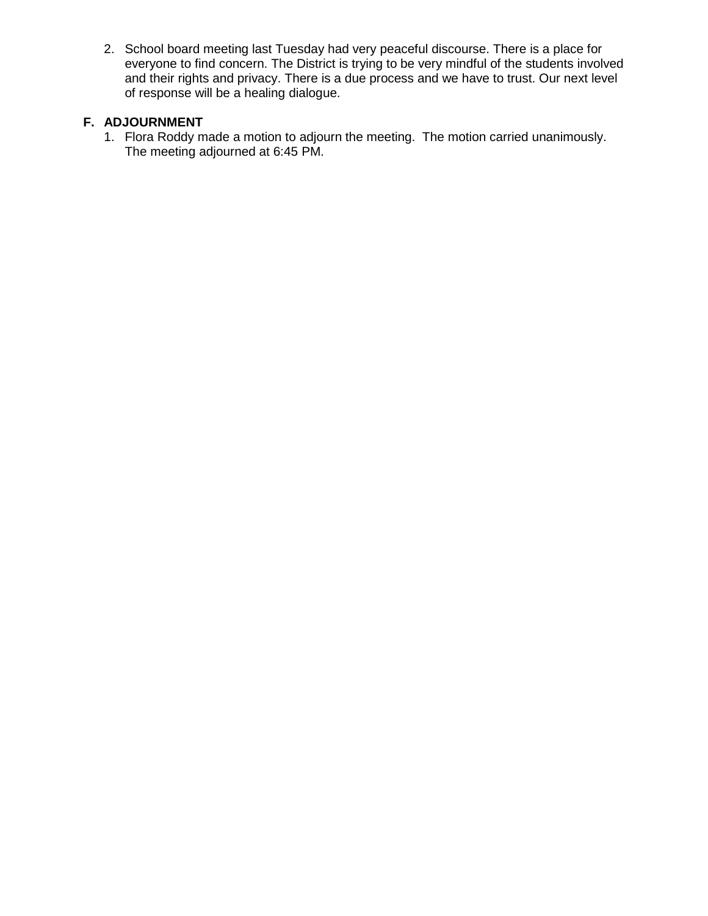2. School board meeting last Tuesday had very peaceful discourse. There is a place for everyone to find concern. The District is trying to be very mindful of the students involved and their rights and privacy. There is a due process and we have to trust. Our next level of response will be a healing dialogue.

**F. ADJOURNMENT**

1. Flora Roddy made a motion to adjourn the meeting. The motion carried unanimously. The meeting adjourned at 6:45 PM.